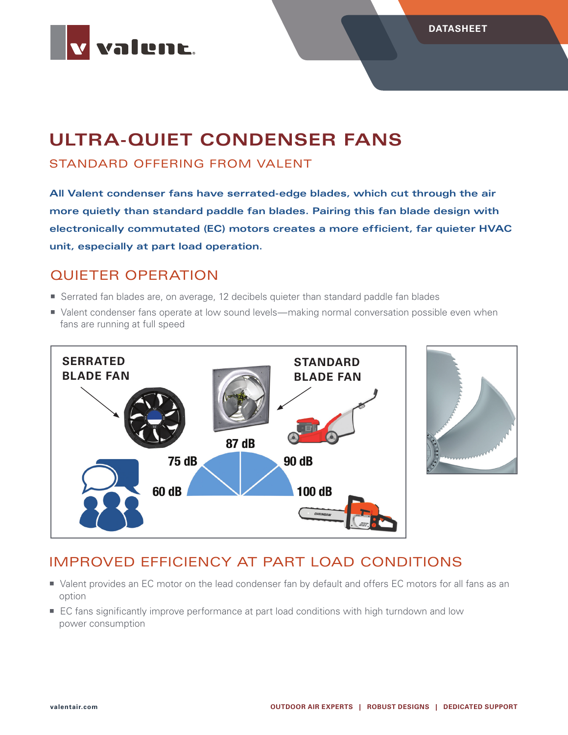# ULTRA-QUIET CONDENSER FANS

## STANDARD OFFERING FROM VALENT

**All Valent condenser fans have serrated-edge blades, which cut through the air more quietly than standard paddle fan blades. Pairing this fan blade design with electronically commutated (EC) motors creates a more efficient, far quieter HVAC unit, especially at part load operation.**

## QUIETER OPERATION

- Serrated fan blades are, on average, 12 decibels quieter than standard paddle fan blades
- Valent condenser fans operate at low sound levels—making normal conversation possible even when fans are running at full speed

SERRATED BLADE FAN

STANDARD BLADE FAN

60 dB | 75 dB | 87 dB | 90 dB | 100 dB

## IMPROVED EFFICIENCY AT PART LOAD CONDITIONS

- Valent provides an EC motor on the lead condenser fan by default and offers EC motors for all fans as an option
- EC fans significantly improve performance at part load conditions with high turndown and low power consumption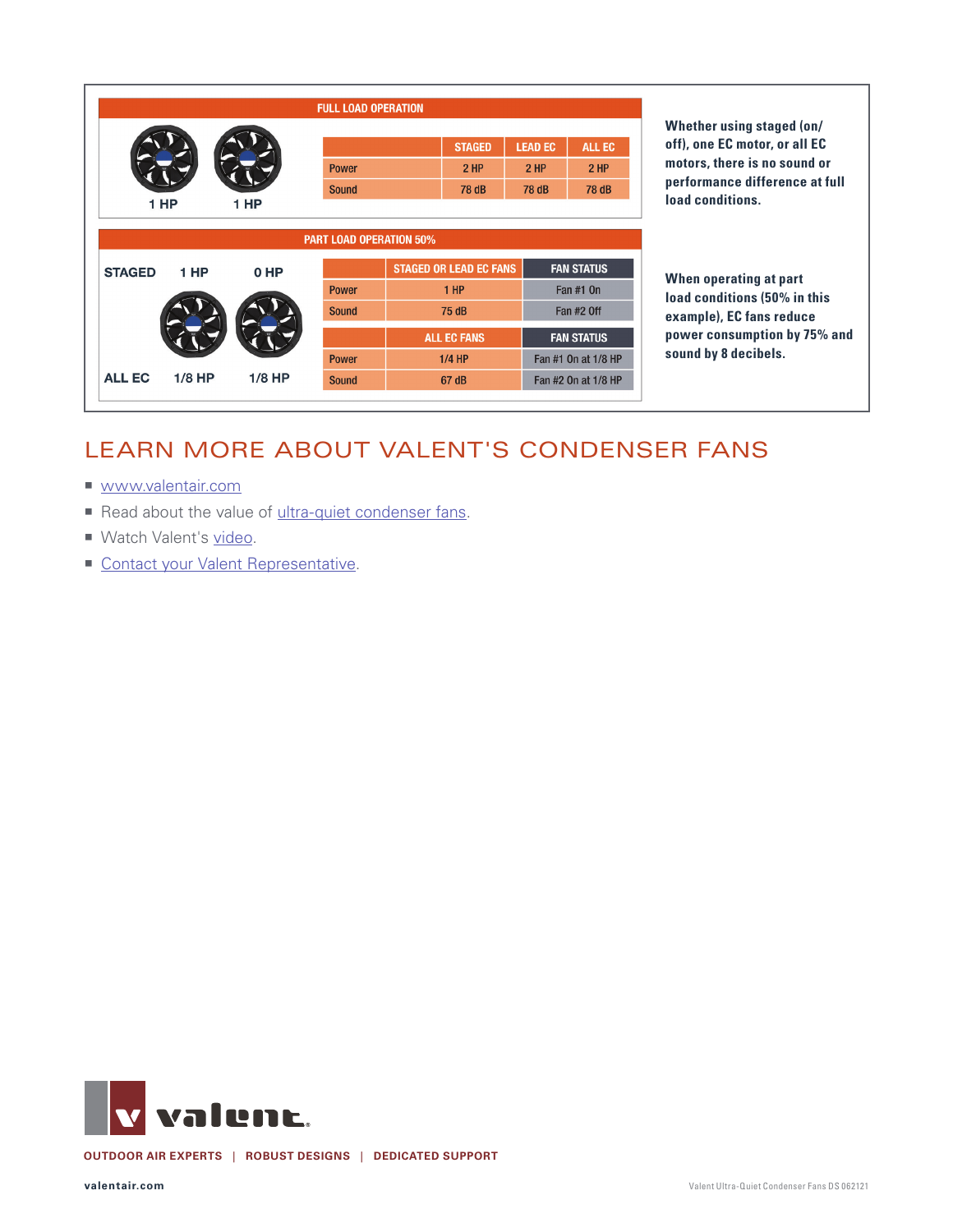**FULL LOAD OPERATION**

1 HP    1 HP

| | STAGED | LEAD EC | ALL EC |
|---|---|---|---|
| Power | 2 HP | 2 HP | 2 HP |
| Sound | 78 dB | 78 dB | 78 dB |

**Whether using staged (on/off), one EC motor, or all EC motors, there is no sound or performance difference at full load conditions.**

**PART LOAD OPERATION 50%**

STAGED    1 HP    0 HP

ALL EC    1/8 HP    1/8 HP

| | STAGED OR LEAD EC FANS | FAN STATUS |
|---|---|---|
| Power | 1 HP | Fan #1 On |
| Sound | 75 dB | Fan #2 Off |

| | ALL EC FANS | FAN STATUS |
|---|---|---|
| Power | 1/4 HP | Fan #1 On at 1/8 HP |
| Sound | 67 dB | Fan #2 On at 1/8 HP |

**When operating at part load conditions (50% in this example), EC fans reduce power consumption by 75% and sound by 8 decibels.**

## LEARN MORE ABOUT VALENT'S CONDENSER FANS

- www.valentair.com
- Read about the value of ultra-quiet condenser fans.
- Watch Valent's video.
- Contact your Valent Representative.

valent

OUTDOOR AIR EXPERTS | ROBUST DESIGNS | DEDICATED SUPPORT

valentair.com

Valent Ultra-Quiet Condenser Fans DS 062121